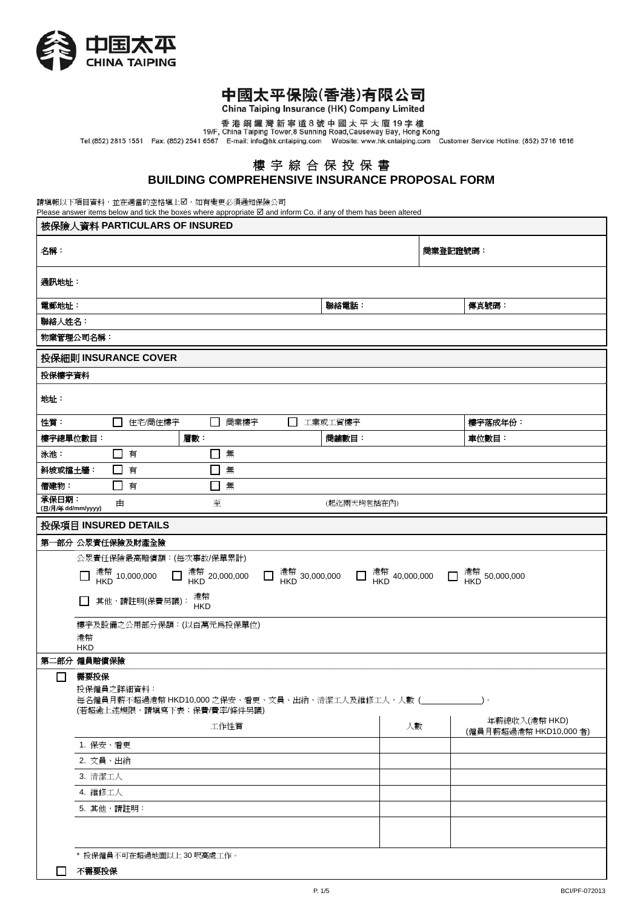中国太平
CHINA TAIPING

# 中國太平保險(香港)有限公司

China Taiping Insurance (HK) Company Limited

香港銅鑼灣新寧道8號中國太平大廈19字樓
19/F, China Taiping Tower,8 Sunning Road,Causeway Bay, Hong Kong
Tel:(852) 2815 1551 Fax: (852) 2541 6567 E-mail: info@hk.cntaiping.com Website: www.hk.cntaiping.com Customer Service Hotline: (852) 3716 1616

## 樓宇綜合保投保書
## BUILDING COMPREHENSIVE INSURANCE PROPOSAL FORM

請填報以下項目資料，並在適當的空格填上☑，如有變更必須通知保險公司
Please answer items below and tick the boxes where appropriate ☑ and inform Co. if any of them has been altered

### 被保險人資料 PARTICULARS OF INSURED

| | | |
|---|---|---|
| 名稱： | | 商業登記證號碼： |
| 通訊地址： | | |
| 電郵地址： | 聯絡電話： | 傳真號碼： |
| 聯絡人姓名： | | |
| 物業管理公司名稱： | | |

### 投保細則 INSURANCE COVER

**投保樓宇資料**

| | | | | |
|---|---|---|---|---|
| 地址： | | | | |
| 性質： | ☐ 住宅/商住樓宇 | ☐ 商業樓宇 | ☐ 工業或工貿樓宇 | 樓宇落成年份： |
| 樓宇總單位數目： | 層數： | | 商舖數目： | 車位數目： |
| 泳池： | ☐ 有 | ☐ 無 | | |
| 斜坡或擋土牆： | ☐ 有 | ☐ 無 | | |
| 僭建物： | ☐ 有 | ☐ 無 | | |
| 承保日期：(日/月/年 dd/mm/yyyy) | 由 | 至 | (起迄兩天均包括在內) | |

### 投保項目 INSURED DETAILS

**第一部分 公眾責任保險及財產全險**

公眾責任保險最高賠償額：(每次事故/保單累計)

☐ 港幣 HKD 10,000,000 ☐ 港幣 HKD 20,000,000 ☐ 港幣 HKD 30,000,000 ☐ 港幣 HKD 40,000,000 ☐ 港幣 HKD 50,000,000

☐ 其他，請註明(保費另議)： 港幣 HKD

樓宇及設備之公用部分保額：(以百萬元為投保單位)
港幣
HKD

**第二部分 僱員賠償保險**

☐ **需要投保**

投保僱員之詳細資料：
每名僱員月薪不超過港幣 HKD10,000 之保安、看更、文員、出納、清潔工人及維修工人，人數 (____________)。
(若超過上述規限，請填寫下表；保費/費率/條件另議)

| 工作性質 | 人數 | 年薪總收入(港幣 HKD)(僱員月薪超過港幣 HKD10,000 者) |
|---|---|---|
| 1. 保安、看更 | | |
| 2. 文員、出納 | | |
| 3. 清潔工人 | | |
| 4. 維修工人 | | |
| 5. 其他，請註明： | | |
| | | |

\* 投保僱員不可在超過地面以上 30 呎高處工作。

☐ **不需要投保**

BCI/PF-072013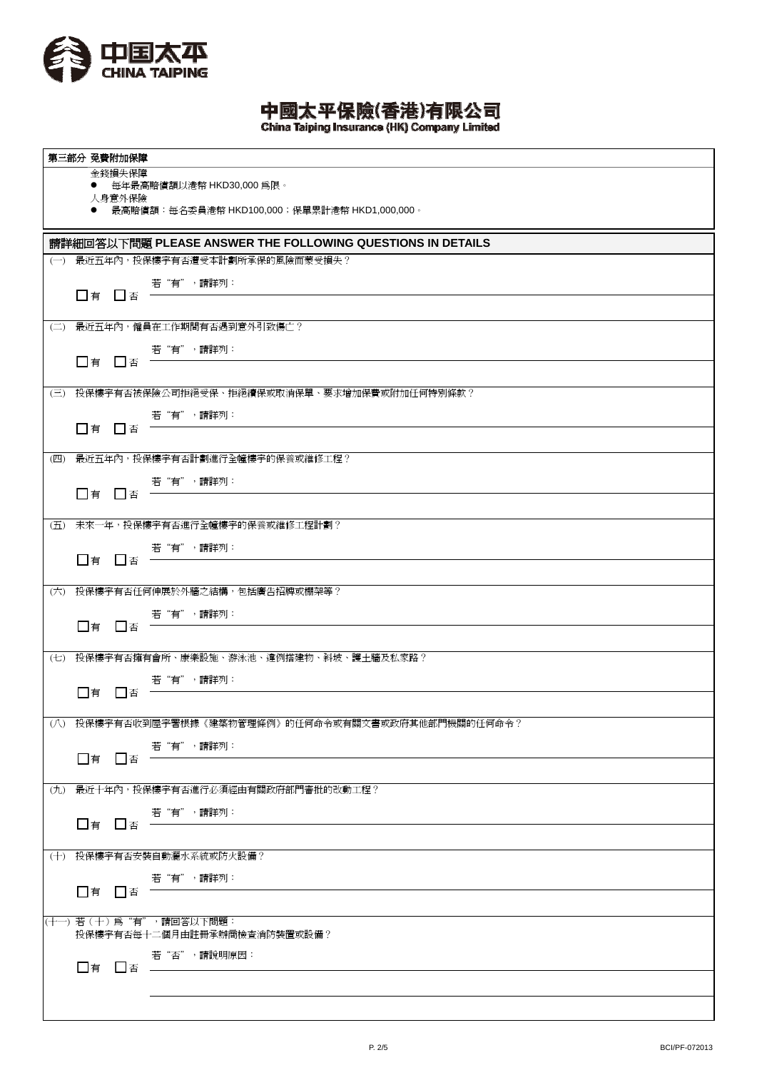中國太平保險(香港)有限公司
China Taiping Insurance (HK) Company Limited

## 第三部分 免費附加保障

金錢損失保障

- 每年最高賠償額以港幣 HKD30,000 爲限。

人身意外保險

- 最高賠償額：每名委員港幣 HKD100,000；保單累計港幣 HKD1,000,000。

## 請詳細回答以下問題 PLEASE ANSWER THE FOLLOWING QUESTIONS IN DETAILS

(一) 最近五年內，投保樓宇有否遭受本計劃所承保的風險而蒙受損失？

☐有 ☐否 若"有"，請詳列：

(二) 最近五年內，僱員在工作期間有否遇到意外引致傷亡？

☐有 ☐否 若"有"，請詳列：

(三) 投保樓宇有否被保險公司拒絕受保、拒絕續保或取消保單、要求增加保費或附加任何特別條款？

☐有 ☐否 若"有"，請詳列：

(四) 最近五年內，投保樓宇有否計劃進行全幢樓宇的保養或維修工程？

☐有 ☐否 若"有"，請詳列：

(五) 未來一年，投保樓宇有否進行全幢樓宇的保養或維修工程計劃？

☐有 ☐否 若"有"，請詳列：

(六) 投保樓宇有否任何伸展於外牆之結構，包括廣告招牌或棚架等？

☐有 ☐否 若"有"，請詳列：

(七) 投保樓宇有否擁有會所、康樂設施、游泳池、違例搭建物、斜坡、護土牆及私家路？

☐有 ☐否 若"有"，請詳列：

(八) 投保樓宇有否收到屋宇署根據《建築物管理條例》的任何命令或有關文書或政府其他部門機關的任何命令？

☐有 ☐否 若"有"，請詳列：

(九) 最近十年內，投保樓宇有否進行必須經由有關政府部門審批的改動工程？

☐有 ☐否 若"有"，請詳列：

(十) 投保樓宇有否安裝自動灑水系統或防火設備？

☐有 ☐否 若"有"，請詳列：

(十一) 若（十）爲"有"，請回答以下問題：
投保樓宇有否每十二個月由註冊承辦商檢查消防裝置或設備？

☐有 ☐否 若"否"，請說明原因：

BCI/PF-072013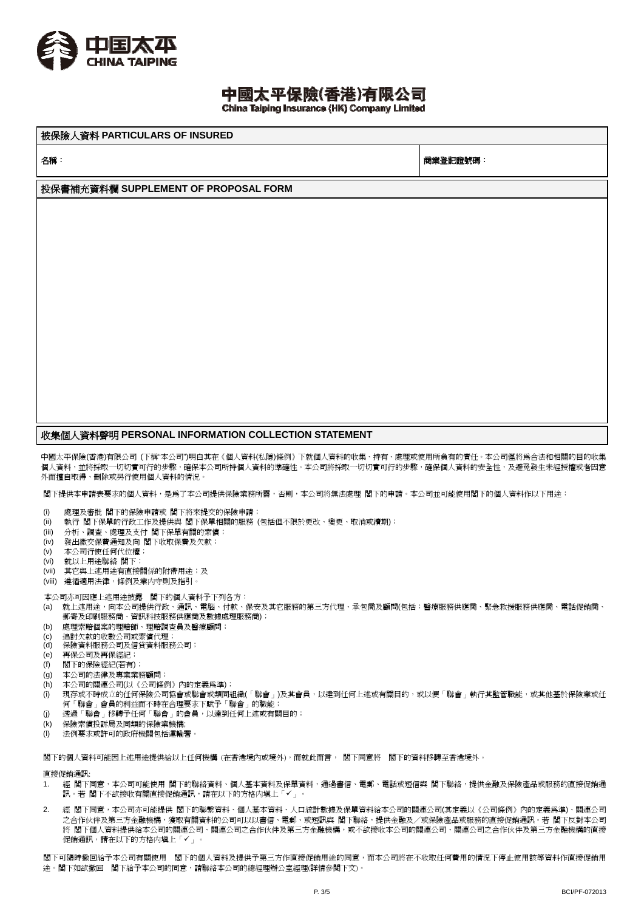中國太平

CHINA TAIPING

# 中國太平保險(香港)有限公司
**China Taiping Insurance (HK) Company Limited**

| 被保險人資料 PARTICULARS OF INSURED | |
|---|---|
| 名稱： | 商業登記證號碼： |

## 投保書補充資料欄 SUPPLEMENT OF PROPOSAL FORM

## 收集個人資料聲明 PERSONAL INFORMATION COLLECTION STATEMENT

中國太平保險(香港)有限公司 (下稱"本公司")明白其在《個人資料(私隱)條例》下就個人資料的收集、持有、處理或使用所負有的責任。本公司僅將為合法和相關的目的收集個人資料，並將採取一切切實可行的步驟，確保本公司所持個人資料的準確性。本公司將採取一切切實可行的步驟，確保個人資料的安全性，及避免發生未經授權或者因意外而擅自取得、刪除或另行使用個人資料的情況。

閣下提供本申請表要求的個人資料，是為了本公司提供保險業務所需，否則，本公司將無法處理 閣下的申請。本公司並可能使用閣下的個人資料作以下用途：

- (i) 處理及審批 閣下的保險申請或 閣下將來提交的保險申請；
- (ii) 執行 閣下保單的行政工作及提供與 閣下保單相關的服務 (包括但不限於更改、變更、取消或續期)；
- (iii) 分析、調查、處理及支付 閣下保單有關的索償；
- (iv) 發出繳交保費通知及向 閣下收取保費及欠款；
- (v) 本公司行使任何代位權；
- (vi) 就以上用途聯絡 閣下；
- (vii) 其它與上述用途有直接關係的附帶用途；及
- (viii) 遵循適用法律，條例及業內守則及指引。

本公司亦可因應上述用途披露 閣下的個人資料予下列各方：

- (a) 就上述用途，向本公司提供行政、通訊、電腦、付款、保安及其它服務的第三方代理、承包商及顧問(包括：醫療服務供應商、緊急救援服務供應商、電話促銷商、郵寄及印刷服務商、資訊科技服務供應商及數據處理服務商)；
- (b) 處理索賠個案的理賠師、理賠調查員及醫療顧問；
- (c) 追討欠款的收數公司或索償代理；
- (d) 保險資料服務公司及信貸資料服務公司；
- (e) 再保公司及再保經紀；
- (f) 閣下的保險經紀(若有)；
- (g) 本公司的法律及專業業務顧問；
- (h) 本公司的關連公司(以《公司條例》內的定義為準)；
- (i) 現存或不時成立的任何保險公司協會或聯會或類同組織(「聯會」)及其會員，以達到任何上述或有關目的，或以便「聯會」執行其監管職能，或其他基於保險業或任何「聯會」會員的利益而不時在合理要求下賦予「聯會」的職能；
- (j) 透過「聯會」移轉予任何「聯會」的會員，以達到任何上述或有關目的；
- (k) 保險索償投訴局及同類的保險業機構;
- (l) 法例要求或許可的政府機關包括運輸署。

閣下的個人資料可能因上述用途提供給以上任何機構 (在香港境內或境外)，而就此而言， 閣下同意將 閣下的資料移轉至香港境外。

直接促銷通訊:

1. 經 閣下同意，本公司可能使用 閣下的聯絡資料、個人基本資料及保單資料，通過書信、電郵、電話或短信與 閣下聯絡，提供金融及保險產品或服務的直接促銷通訊。若 閣下不欲接收有關直接促銷通訊，請在以下的方格內填上「✓」。

2. 經 閣下同意，本公司亦可能提供 閣下的聯繫資料、個人基本資料、人口統計數據及保單資料給本公司的關連公司(其定義以《公司條例》內的定義為準)、關連公司之合作伙伴及第三方金融機構，獲取有關資料的公司可以以書信、電郵、或短訊與 閣下聯絡，提供金融及／或保險產品或服務的直接促銷通訊。若 閣下反對本公司將 閣下個人資料提供給本公司的關連公司、關連公司之合作伙伴及第三方金融機構，或不欲接收本公司的關連公司、關連公司之合作伙伴及第三方金融機構的直接促銷通訊，請在以下的方格內填上「✓」。

閣下可隨時撤回給予本公司有關使用 閣下的個人資料及提供予第三方作直接促銷用途的同意，而本公司將在不收取任何費用的情況下停止使用該等資料作直接促銷用途。閣下如欲撤回 閣下給予本公司的同意，請聯絡本公司的總經理辦公室經理(詳情參閱下文)。

BCI/PF-072013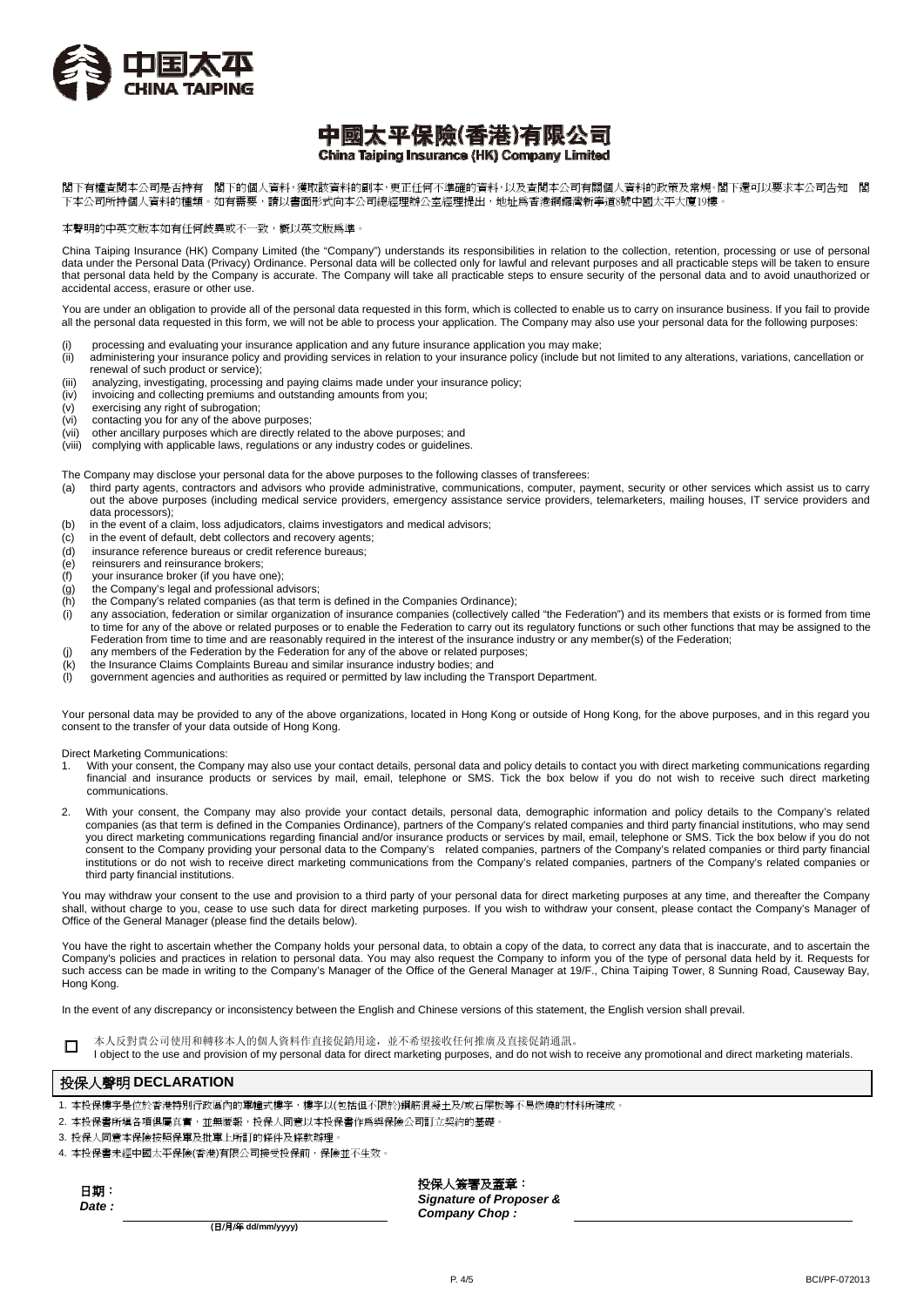中国太平
CHINA TAIPING

# 中國太平保險(香港)有限公司
**China Taiping Insurance (HK) Company Limited**

閣下有權查閱本公司是否持有 閣下的個人資料，獲取該資料的副本，更正任何不準確的資料，以及查閱本公司有關個人資料的政策及常規。閣下還可以要求本公司告知 閣下本公司所持個人資料的種類。如有需要，請以書面形式向本公司總經理辦公室經理提出，地址爲香港銅鑼灣新寧道8號中國太平大廈19樓。

本聲明的中英文版本如有任何歧異或不一致，概以英文版爲準。

China Taiping Insurance (HK) Company Limited (the "Company") understands its responsibilities in relation to the collection, retention, processing or use of personal data under the Personal Data (Privacy) Ordinance. Personal data will be collected only for lawful and relevant purposes and all practicable steps will be taken to ensure that personal data held by the Company is accurate. The Company will take all practicable steps to ensure security of the personal data and to avoid unauthorized or accidental access, erasure or other use.

You are under an obligation to provide all of the personal data requested in this form, which is collected to enable us to carry on insurance business. If you fail to provide all the personal data requested in this form, we will not be able to process your application. The Company may also use your personal data for the following purposes:

(i) processing and evaluating your insurance application and any future insurance application you may make;
(ii) administering your insurance policy and providing services in relation to your insurance policy (include but not limited to any alterations, variations, cancellation or renewal of such product or service);
(iii) analyzing, investigating, processing and paying claims made under your insurance policy;
(iv) invoicing and collecting premiums and outstanding amounts from you;
(v) exercising any right of subrogation;
(vi) contacting you for any of the above purposes;
(vii) other ancillary purposes which are directly related to the above purposes; and
(viii) complying with applicable laws, regulations or any industry codes or guidelines.

The Company may disclose your personal data for the above purposes to the following classes of transferees:

(a) third party agents, contractors and advisors who provide administrative, communications, computer, payment, security or other services which assist us to carry out the above purposes (including medical service providers, emergency assistance service providers, telemarketers, mailing houses, IT service providers and data processors);
(b) in the event of a claim, loss adjudicators, claims investigators and medical advisors;
(c) in the event of default, debt collectors and recovery agents;
(d) insurance reference bureaus or credit reference bureaus;
(e) reinsurers and reinsurance brokers;
(f) your insurance broker (if you have one);
(g) the Company's legal and professional advisors;
(h) the Company's related companies (as that term is defined in the Companies Ordinance);
(i) any association, federation or similar organization of insurance companies (collectively called "the Federation") and its members that exists or is formed from time to time for any of the above or related purposes or to enable the Federation to carry out its regulatory functions or such other functions that may be assigned to the Federation from time to time and are reasonably required in the interest of the insurance industry or any member(s) of the Federation;
(j) any members of the Federation by the Federation for any of the above or related purposes;
(k) the Insurance Claims Complaints Bureau and similar insurance industry bodies; and
(l) government agencies and authorities as required or permitted by law including the Transport Department.

Your personal data may be provided to any of the above organizations, located in Hong Kong or outside of Hong Kong, for the above purposes, and in this regard you consent to the transfer of your data outside of Hong Kong.

Direct Marketing Communications:

1. With your consent, the Company may also use your contact details, personal data and policy details to contact you with direct marketing communications regarding financial and insurance products or services by mail, email, telephone or SMS. Tick the box below if you do not wish to receive such direct marketing communications.

2. With your consent, the Company may also provide your contact details, personal data, demographic information and policy details to the Company's related companies (as that term is defined in the Companies Ordinance), partners of the Company's related companies and third party financial institutions, who may send you direct marketing communications regarding financial and/or insurance products or services by mail, email, telephone or SMS. Tick the box below if you do not consent to the Company providing your personal data to the Company's related companies, partners of the Company's related companies or third party financial institutions or do not wish to receive direct marketing communications from the Company's related companies, partners of the Company's related companies or third party financial institutions.

You may withdraw your consent to the use and provision to a third party of your personal data for direct marketing purposes at any time, and thereafter the Company shall, without charge to you, cease to use such data for direct marketing purposes. If you wish to withdraw your consent, please contact the Company's Manager of Office of the General Manager (please find the details below).

You have the right to ascertain whether the Company holds your personal data, to obtain a copy of the data, to correct any data that is inaccurate, and to ascertain the Company's policies and practices in relation to personal data. You may also request the Company to inform you of the type of personal data held by it. Requests for such access can be made in writing to the Company's Manager of the Office of the General Manager at 19/F., China Taiping Tower, 8 Sunning Road, Causeway Bay, Hong Kong.

In the event of any discrepancy or inconsistency between the English and Chinese versions of this statement, the English version shall prevail.

☐ 本人反對貴公司使用和轉移本人的個人資料作直接促銷用途，並不希望接收任何推廣及直接促銷通訊。
I object to the use and provision of my personal data for direct marketing purposes, and do not wish to receive any promotional and direct marketing materials.

## 投保人聲明 DECLARATION

1. 本投保樓宇是位於香港特別行政區內的單幢式樓宇，樓宇以(包括但不限於)鋼筋混凝土及/或石屎板等不易燃燒的材料所建成。
2. 本投保書所填各項俱屬真實，並無遺漏，投保人同意以本投保書作爲與保險公司訂立契約的基礎。
3. 投保人同意本保險按照保單及批單上所訂的條件及條款辦理。
4. 本投保書未經中國太平保險(香港)有限公司接受投保前，保險並不生效。

**日期：**
***Date :*** ______________________
(日/月/年 dd/mm/yyyy)

**投保人簽署及蓋章：**
***Signature of Proposer & Company Chop :*** ______________________

BCI/PF-072013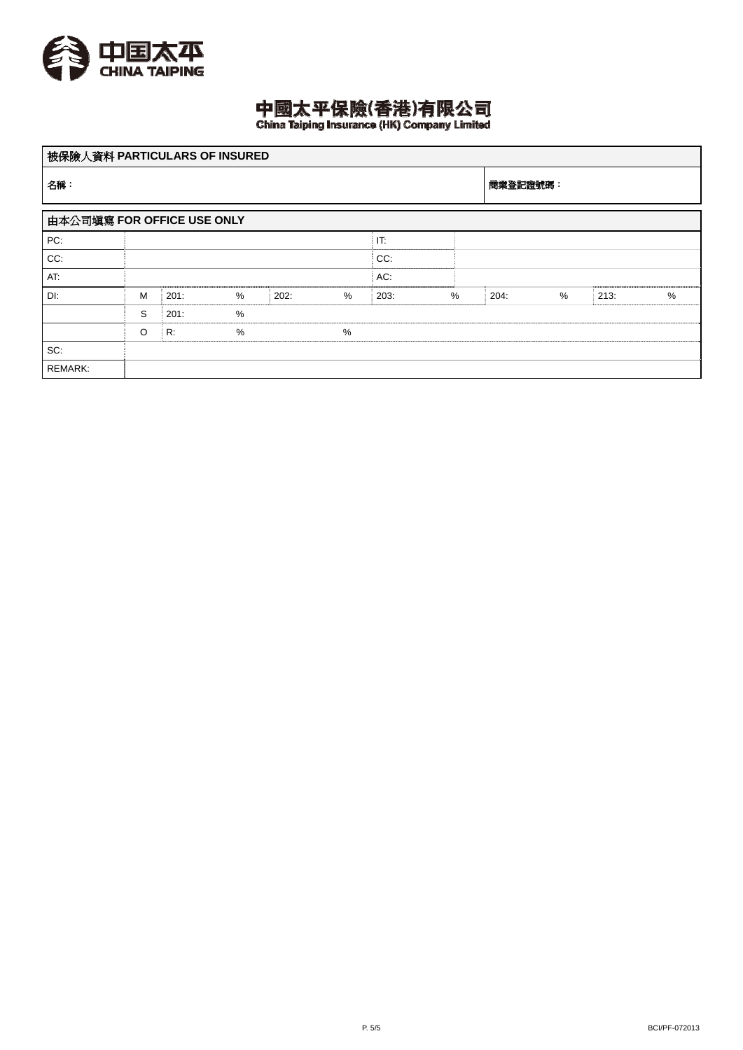中国太平
CHINA TAIPING

# 中國太平保險(香港)有限公司
China Taiping Insurance (HK) Company Limited

| 被保險人資料 PARTICULARS OF INSURED | |
|---|---|
| 名稱： | 商業登記證號碼： |

| 由本公司填寫 FOR OFFICE USE ONLY | | | | | | | | | | | | |
|---|---|---|---|---|---|---|---|---|---|---|---|---|
| PC: | | | | | | IT: | | | | | | |
| CC: | | | | | | CC: | | | | | | |
| AT: | | | | | | AC: | | | | | | |
| DI: | M | 201: | % | 202: | % | 203: | % | 204: | % | 213: | % | |
| | S | 201: | % | | | | | | | | | |
| | O | R: | % | | % | | | | | | | |
| SC: | | | | | | | | | | | | |
| REMARK: | | | | | | | | | | | | |

BCI/PF-072013